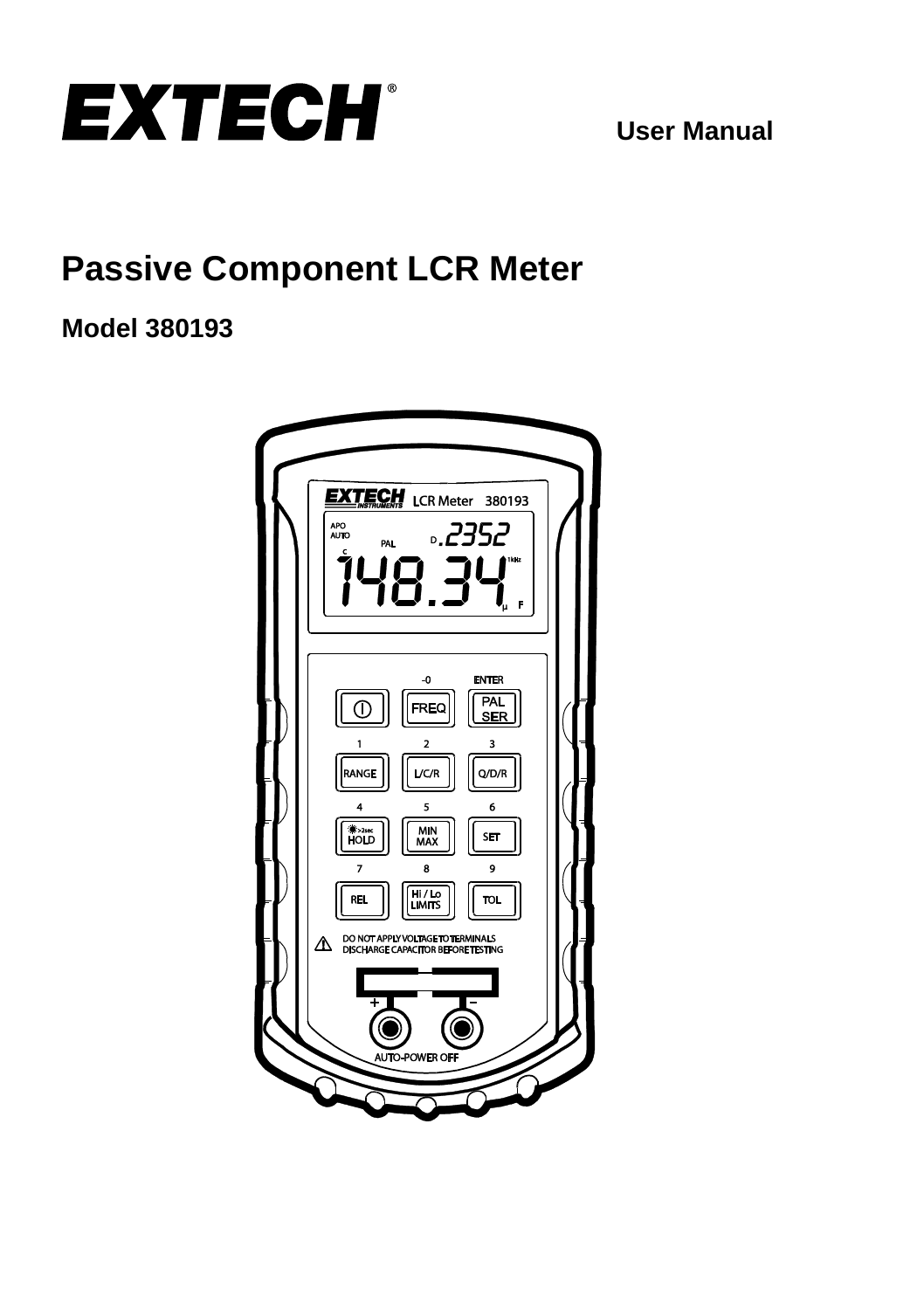# EXTECH®

**User Manual**

## Passive Component LCR Meter

### Model 380193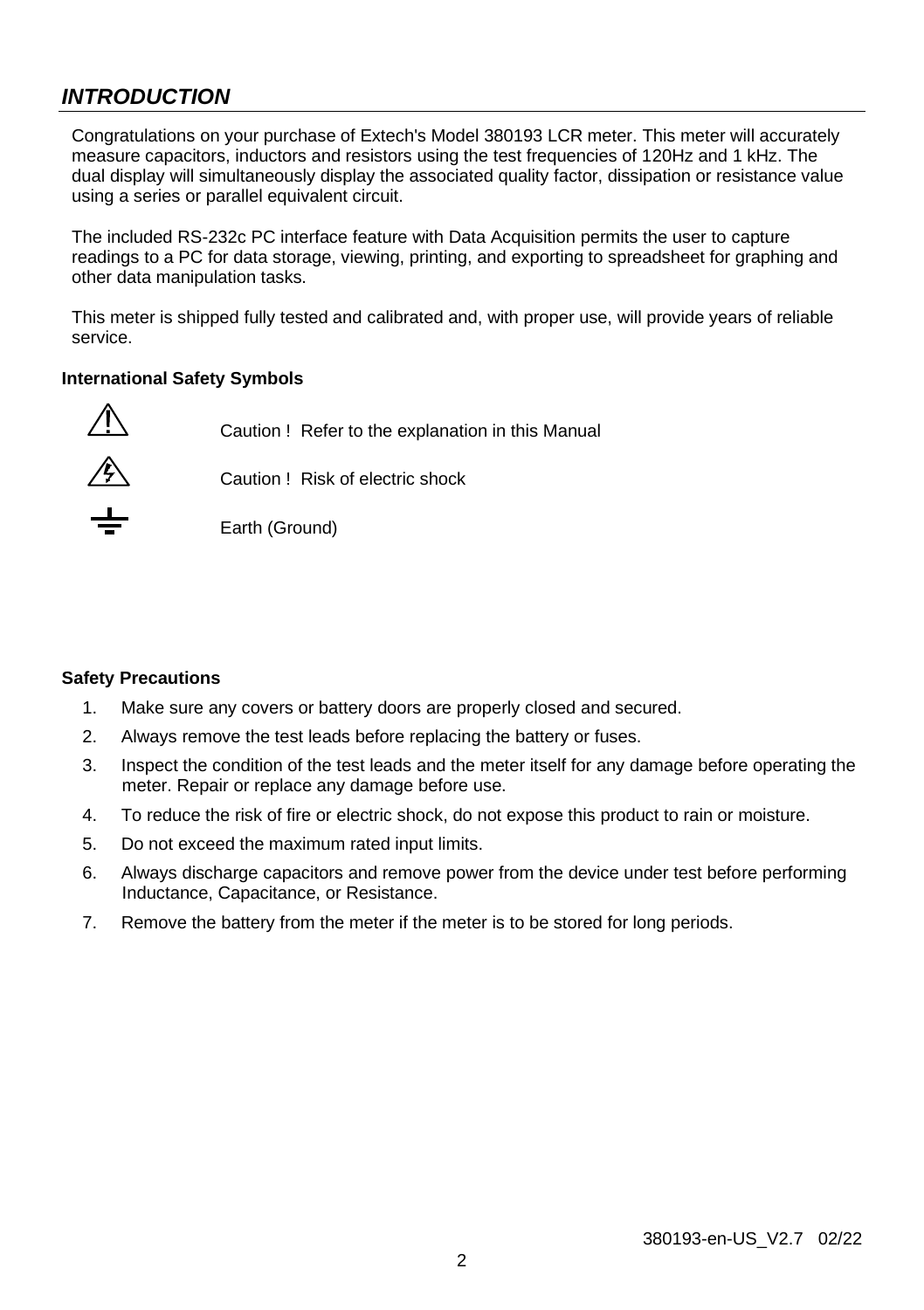## *INTRODUCTION*

Congratulations on your purchase of Extech's Model 380193 LCR meter. This meter will accurately measure capacitors, inductors and resistors using the test frequencies of 120Hz and 1 kHz. The dual display will simultaneously display the associated quality factor, dissipation or resistance value using a series or parallel equivalent circuit.

The included RS-232c PC interface feature with Data Acquisition permits the user to capture readings to a PC for data storage, viewing, printing, and exporting to spreadsheet for graphing and other data manipulation tasks.

This meter is shipped fully tested and calibrated and, with proper use, will provide years of reliable service.

**International Safety Symbols**

⚠ Caution ! Refer to the explanation in this Manual

Caution ! Risk of electric shock

⏚ Earth (Ground)

**Safety Precautions**

1. Make sure any covers or battery doors are properly closed and secured.
2. Always remove the test leads before replacing the battery or fuses.
3. Inspect the condition of the test leads and the meter itself for any damage before operating the meter. Repair or replace any damage before use.
4. To reduce the risk of fire or electric shock, do not expose this product to rain or moisture.
5. Do not exceed the maximum rated input limits.
6. Always discharge capacitors and remove power from the device under test before performing Inductance, Capacitance, or Resistance.
7. Remove the battery from the meter if the meter is to be stored for long periods.

380193-en-US_V2.7 02/22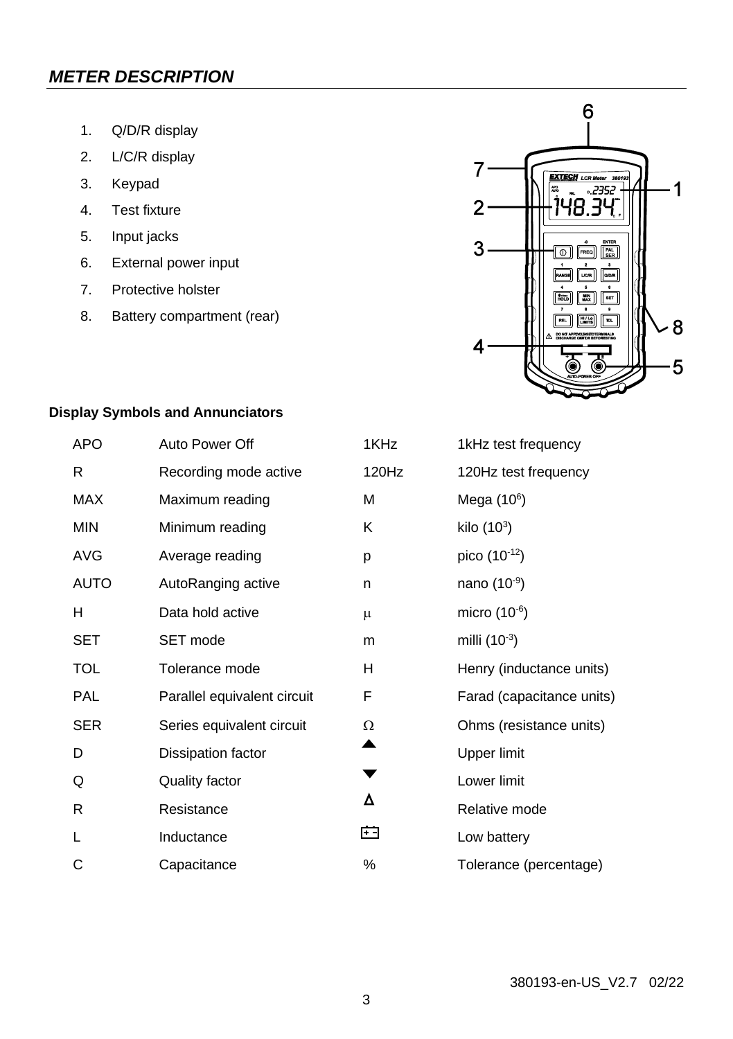## *METER DESCRIPTION*

1. Q/D/R display
2. L/C/R display
3. Keypad
4. Test fixture
5. Input jacks
6. External power input
7. Protective holster
8. Battery compartment (rear)

### Display Symbols and Annunciators

| | | | |
|---|---|---|---|
| APO | Auto Power Off | 1KHz | 1kHz test frequency |
| R | Recording mode active | 120Hz | 120Hz test frequency |
| MAX | Maximum reading | M | Mega ($10^6$) |
| MIN | Minimum reading | K | kilo ($10^3$) |
| AVG | Average reading | p | pico ($10^{-12}$) |
| AUTO | AutoRanging active | n | nano ($10^{-9}$) |
| H | Data hold active | μ | micro ($10^{-6}$) |
| SET | SET mode | m | milli ($10^{-3}$) |
| TOL | Tolerance mode | H | Henry (inductance units) |
| PAL | Parallel equivalent circuit | F | Farad (capacitance units) |
| SER | Series equivalent circuit | Ω | Ohms (resistance units) |
| D | Dissipation factor | ▲ | Upper limit |
| Q | Quality factor | ▼ | Lower limit |
| R | Resistance | Δ | Relative mode |
| L | Inductance | [+ -] | Low battery |
| C | Capacitance | % | Tolerance (percentage) |

380193-en-US_V2.7 02/22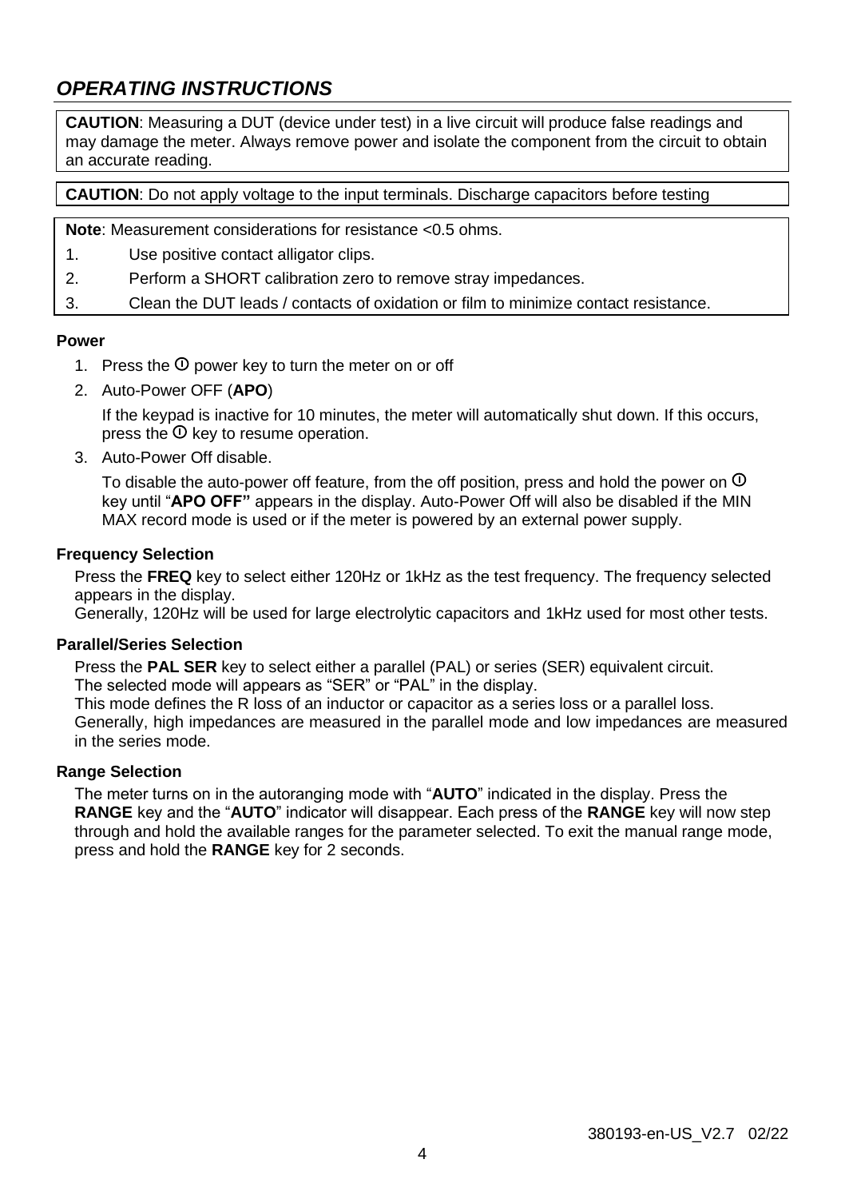## *OPERATING INSTRUCTIONS*

**CAUTION**: Measuring a DUT (device under test) in a live circuit will produce false readings and may damage the meter. Always remove power and isolate the component from the circuit to obtain an accurate reading.

**CAUTION**: Do not apply voltage to the input terminals. Discharge capacitors before testing

**Note**: Measurement considerations for resistance <0.5 ohms.

1. Use positive contact alligator clips.
2. Perform a SHORT calibration zero to remove stray impedances.
3. Clean the DUT leads / contacts of oxidation or film to minimize contact resistance.

### Power

1. Press the ⏻ power key to turn the meter on or off
2. Auto-Power OFF (**APO**)

   If the keypad is inactive for 10 minutes, the meter will automatically shut down. If this occurs, press the ⏻ key to resume operation.

3. Auto-Power Off disable.

   To disable the auto-power off feature, from the off position, press and hold the power on ⏻ key until "**APO OFF"** appears in the display. Auto-Power Off will also be disabled if the MIN MAX record mode is used or if the meter is powered by an external power supply.

### Frequency Selection

Press the **FREQ** key to select either 120Hz or 1kHz as the test frequency. The frequency selected appears in the display.
Generally, 120Hz will be used for large electrolytic capacitors and 1kHz used for most other tests.

### Parallel/Series Selection

Press the **PAL SER** key to select either a parallel (PAL) or series (SER) equivalent circuit.
The selected mode will appears as "SER" or "PAL" in the display.
This mode defines the R loss of an inductor or capacitor as a series loss or a parallel loss.
Generally, high impedances are measured in the parallel mode and low impedances are measured in the series mode.

### Range Selection

The meter turns on in the autoranging mode with "**AUTO**" indicated in the display. Press the **RANGE** key and the "**AUTO**" indicator will disappear. Each press of the **RANGE** key will now step through and hold the available ranges for the parameter selected. To exit the manual range mode, press and hold the **RANGE** key for 2 seconds.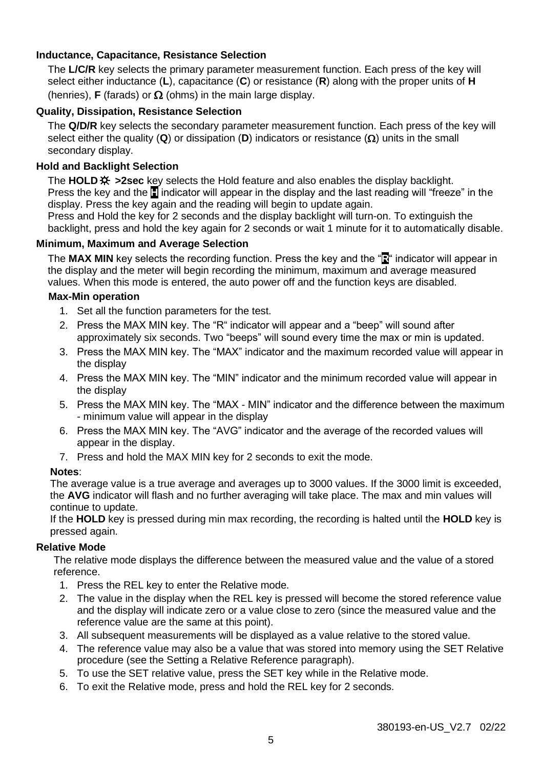### Inductance, Capacitance, Resistance Selection

The **L/C/R** key selects the primary parameter measurement function. Each press of the key will select either inductance (**L**), capacitance (**C**) or resistance (**R**) along with the proper units of **H** (henries), **F** (farads) or **Ω** (ohms) in the main large display.

### Quality, Dissipation, Resistance Selection

The **Q/D/R** key selects the secondary parameter measurement function. Each press of the key will select either the quality (**Q**) or dissipation (**D**) indicators or resistance (**Ω**) units in the small secondary display.

### Hold and Backlight Selection

The **HOLD ☼ >2sec** key selects the Hold feature and also enables the display backlight. Press the key and the **H** indicator will appear in the display and the last reading will "freeze" in the display. Press the key again and the reading will begin to update again.
Press and Hold the key for 2 seconds and the display backlight will turn-on. To extinguish the backlight, press and hold the key again for 2 seconds or wait 1 minute for it to automatically disable.

### Minimum, Maximum and Average Selection

The **MAX MIN** key selects the recording function. Press the key and the "**R**" indicator will appear in the display and the meter will begin recording the minimum, maximum and average measured values. When this mode is entered, the auto power off and the function keys are disabled.

#### Max-Min operation

1. Set all the function parameters for the test.
2. Press the MAX MIN key. The "R" indicator will appear and a "beep" will sound after approximately six seconds. Two "beeps" will sound every time the max or min is updated.
3. Press the MAX MIN key. The "MAX" indicator and the maximum recorded value will appear in the display
4. Press the MAX MIN key. The "MIN" indicator and the minimum recorded value will appear in the display
5. Press the MAX MIN key. The "MAX - MIN" indicator and the difference between the maximum - minimum value will appear in the display
6. Press the MAX MIN key. The "AVG" indicator and the average of the recorded values will appear in the display.
7. Press and hold the MAX MIN key for 2 seconds to exit the mode.

**Notes**:
The average value is a true average and averages up to 3000 values. If the 3000 limit is exceeded, the **AVG** indicator will flash and no further averaging will take place. The max and min values will continue to update.
If the **HOLD** key is pressed during min max recording, the recording is halted until the **HOLD** key is pressed again.

### Relative Mode

The relative mode displays the difference between the measured value and the value of a stored reference.

1. Press the REL key to enter the Relative mode.
2. The value in the display when the REL key is pressed will become the stored reference value and the display will indicate zero or a value close to zero (since the measured value and the reference value are the same at this point).
3. All subsequent measurements will be displayed as a value relative to the stored value.
4. The reference value may also be a value that was stored into memory using the SET Relative procedure (see the Setting a Relative Reference paragraph).
5. To use the SET relative value, press the SET key while in the Relative mode.
6. To exit the Relative mode, press and hold the REL key for 2 seconds.

380193-en-US_V2.7 02/22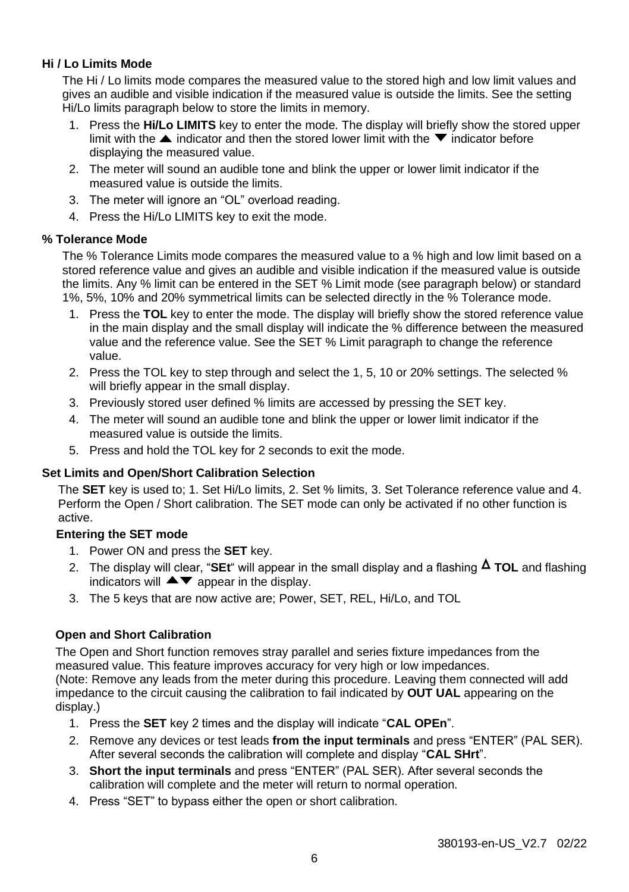### Hi / Lo Limits Mode

The Hi / Lo limits mode compares the measured value to the stored high and low limit values and gives an audible and visible indication if the measured value is outside the limits. See the setting Hi/Lo limits paragraph below to store the limits in memory.

1. Press the **Hi/Lo LIMITS** key to enter the mode. The display will briefly show the stored upper limit with the ▲ indicator and then the stored lower limit with the ▼ indicator before displaying the measured value.
2. The meter will sound an audible tone and blink the upper or lower limit indicator if the measured value is outside the limits.
3. The meter will ignore an "OL" overload reading.
4. Press the Hi/Lo LIMITS key to exit the mode.

### % Tolerance Mode

The % Tolerance Limits mode compares the measured value to a % high and low limit based on a stored reference value and gives an audible and visible indication if the measured value is outside the limits. Any % limit can be entered in the SET % Limit mode (see paragraph below) or standard 1%, 5%, 10% and 20% symmetrical limits can be selected directly in the % Tolerance mode.

1. Press the **TOL** key to enter the mode. The display will briefly show the stored reference value in the main display and the small display will indicate the % difference between the measured value and the reference value. See the SET % Limit paragraph to change the reference value.
2. Press the TOL key to step through and select the 1, 5, 10 or 20% settings. The selected % will briefly appear in the small display.
3. Previously stored user defined % limits are accessed by pressing the SET key.
4. The meter will sound an audible tone and blink the upper or lower limit indicator if the measured value is outside the limits.
5. Press and hold the TOL key for 2 seconds to exit the mode.

### Set Limits and Open/Short Calibration Selection

The **SET** key is used to; 1. Set Hi/Lo limits, 2. Set % limits, 3. Set Tolerance reference value and 4. Perform the Open / Short calibration. The SET mode can only be activated if no other function is active.

#### Entering the SET mode

1. Power ON and press the **SET** key.
2. The display will clear, "**SEt**" will appear in the small display and a flashing Δ **TOL** and flashing indicators will ▲▼ appear in the display.
3. The 5 keys that are now active are; Power, SET, REL, Hi/Lo, and TOL

#### Open and Short Calibration

The Open and Short function removes stray parallel and series fixture impedances from the measured value. This feature improves accuracy for very high or low impedances.
(Note: Remove any leads from the meter during this procedure. Leaving them connected will add impedance to the circuit causing the calibration to fail indicated by **OUT UAL** appearing on the display.)

1. Press the **SET** key 2 times and the display will indicate "**CAL OPEn**".
2. Remove any devices or test leads **from the input terminals** and press "ENTER" (PAL SER). After several seconds the calibration will complete and display "**CAL SHrt**".
3. **Short the input terminals** and press "ENTER" (PAL SER). After several seconds the calibration will complete and the meter will return to normal operation.
4. Press "SET" to bypass either the open or short calibration.

380193-en-US_V2.7 02/22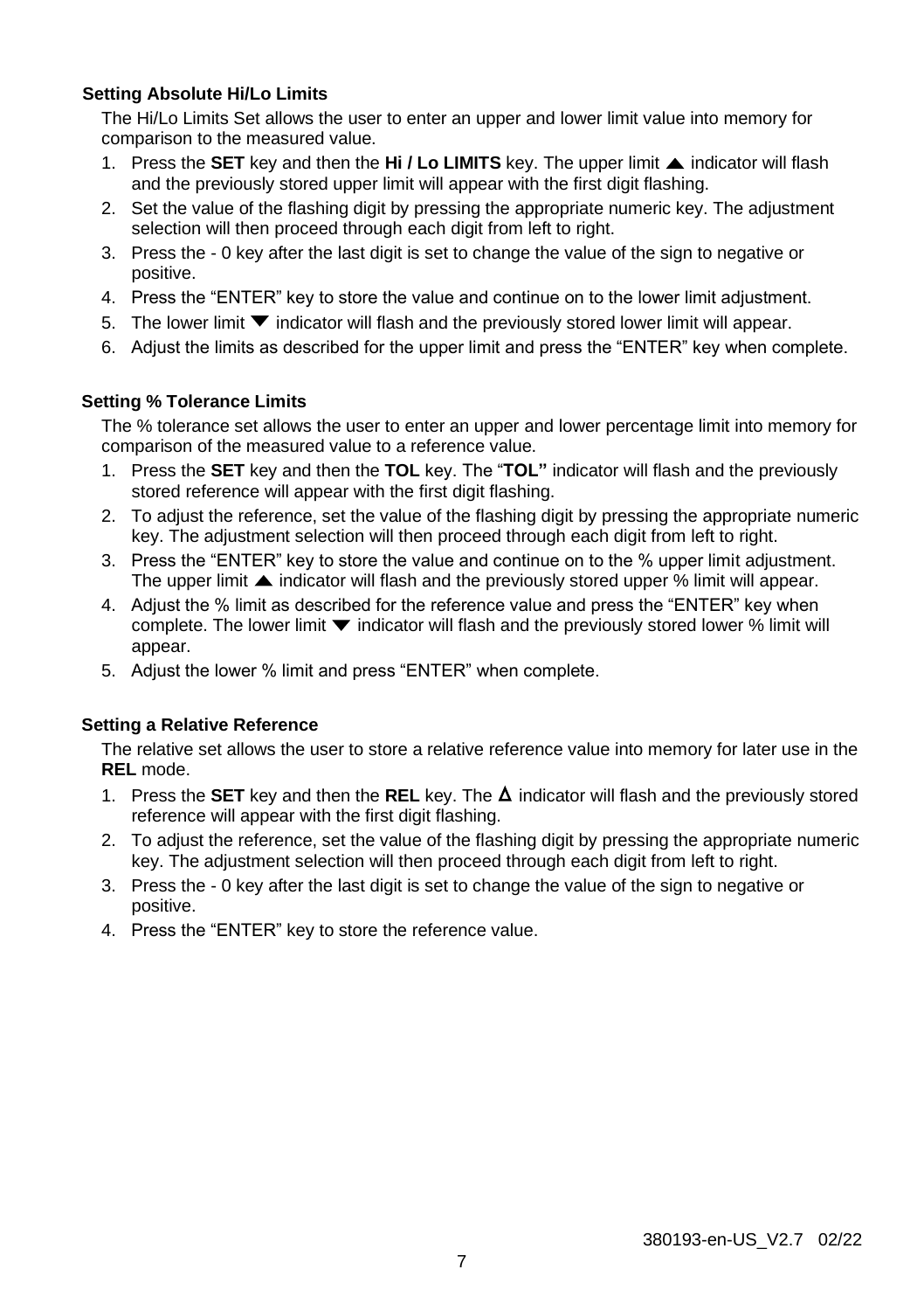### Setting Absolute Hi/Lo Limits

The Hi/Lo Limits Set allows the user to enter an upper and lower limit value into memory for comparison to the measured value.

1. Press the **SET** key and then the **Hi / Lo LIMITS** key. The upper limit ▲ indicator will flash and the previously stored upper limit will appear with the first digit flashing.
2. Set the value of the flashing digit by pressing the appropriate numeric key. The adjustment selection will then proceed through each digit from left to right.
3. Press the - 0 key after the last digit is set to change the value of the sign to negative or positive.
4. Press the “ENTER” key to store the value and continue on to the lower limit adjustment.
5. The lower limit ▼ indicator will flash and the previously stored lower limit will appear.
6. Adjust the limits as described for the upper limit and press the “ENTER” key when complete.

### Setting % Tolerance Limits

The % tolerance set allows the user to enter an upper and lower percentage limit into memory for comparison of the measured value to a reference value.

1. Press the **SET** key and then the **TOL** key. The “**TOL”** indicator will flash and the previously stored reference will appear with the first digit flashing.
2. To adjust the reference, set the value of the flashing digit by pressing the appropriate numeric key. The adjustment selection will then proceed through each digit from left to right.
3. Press the “ENTER” key to store the value and continue on to the % upper limit adjustment. The upper limit ▲ indicator will flash and the previously stored upper % limit will appear.
4. Adjust the % limit as described for the reference value and press the “ENTER” key when complete. The lower limit ▼ indicator will flash and the previously stored lower % limit will appear.
5. Adjust the lower % limit and press “ENTER” when complete.

### Setting a Relative Reference

The relative set allows the user to store a relative reference value into memory for later use in the **REL** mode.

1. Press the **SET** key and then the **REL** key. The **Δ** indicator will flash and the previously stored reference will appear with the first digit flashing.
2. To adjust the reference, set the value of the flashing digit by pressing the appropriate numeric key. The adjustment selection will then proceed through each digit from left to right.
3. Press the - 0 key after the last digit is set to change the value of the sign to negative or positive.
4. Press the “ENTER” key to store the reference value.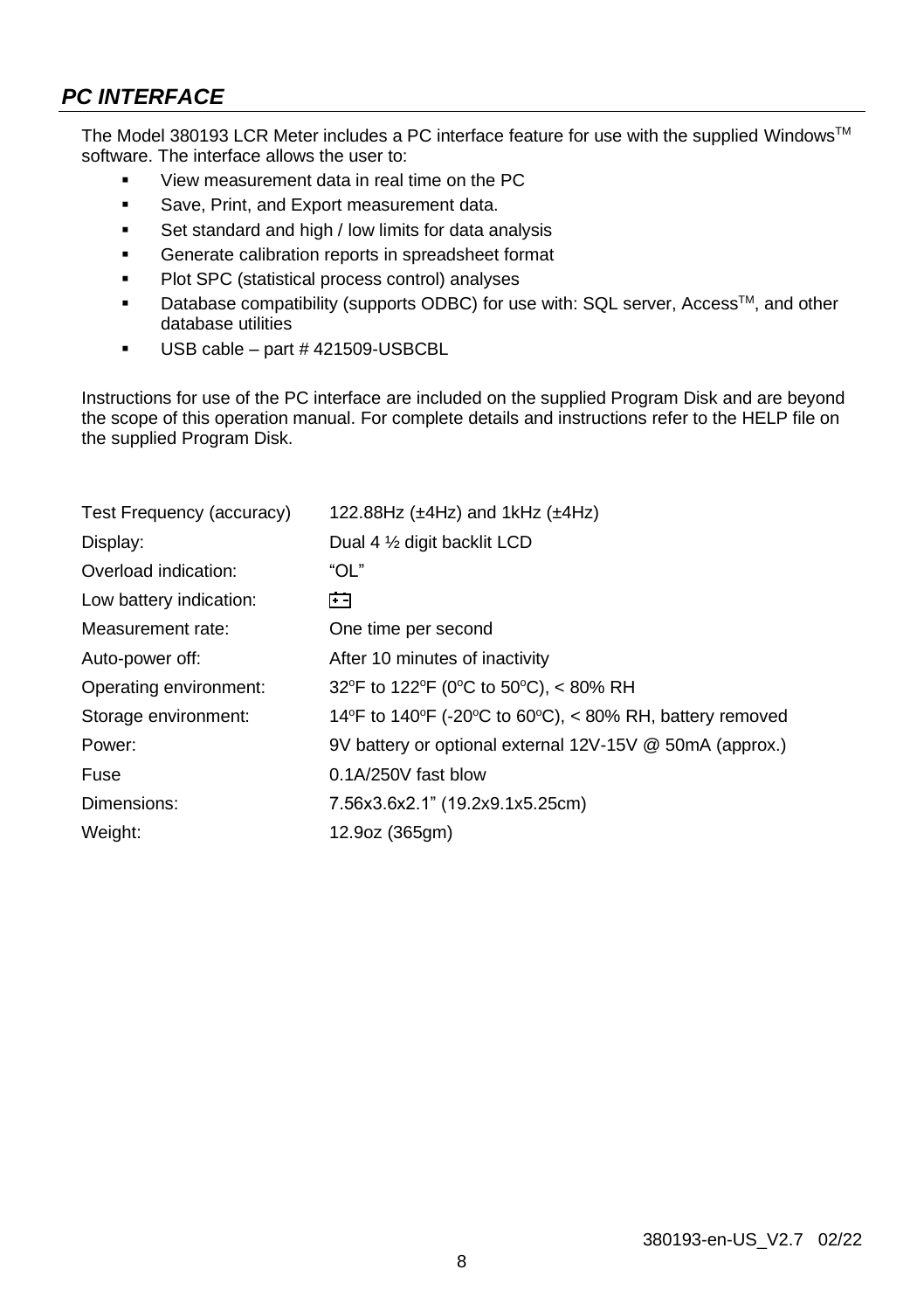## *PC INTERFACE*

The Model 380193 LCR Meter includes a PC interface feature for use with the supplied Windows™ software. The interface allows the user to:

- View measurement data in real time on the PC
- Save, Print, and Export measurement data.
- Set standard and high / low limits for data analysis
- Generate calibration reports in spreadsheet format
- Plot SPC (statistical process control) analyses
- Database compatibility (supports ODBC) for use with: SQL server, Access™, and other database utilities
- USB cable – part # 421509-USBCBL

Instructions for use of the PC interface are included on the supplied Program Disk and are beyond the scope of this operation manual. For complete details and instructions refer to the HELP file on the supplied Program Disk.

| | |
|---|---|
| Test Frequency (accuracy) | 122.88Hz (±4Hz) and 1kHz (±4Hz) |
| Display: | Dual 4 ½ digit backlit LCD |
| Overload indication: | "OL" |
| Low battery indication: | [battery symbol] |
| Measurement rate: | One time per second |
| Auto-power off: | After 10 minutes of inactivity |
| Operating environment: | 32°F to 122°F (0°C to 50°C), < 80% RH |
| Storage environment: | 14°F to 140°F (-20°C to 60°C), < 80% RH, battery removed |
| Power: | 9V battery or optional external 12V-15V @ 50mA (approx.) |
| Fuse | 0.1A/250V fast blow |
| Dimensions: | 7.56x3.6x2.1" (19.2x9.1x5.25cm) |
| Weight: | 12.9oz (365gm) |

380193-en-US_V2.7 02/22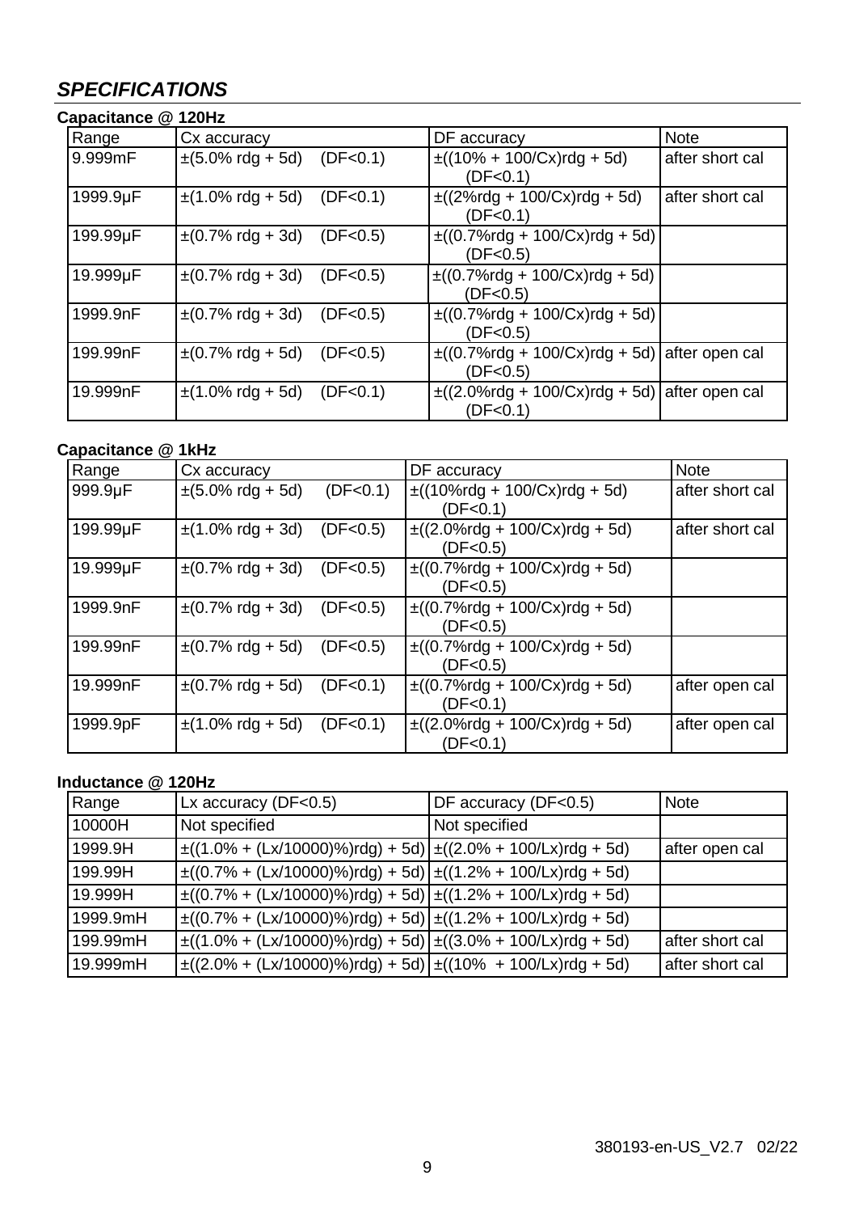## *SPECIFICATIONS*

**Capacitance @ 120Hz**

| Range | Cx accuracy | DF accuracy | Note |
|---|---|---|---|
| 9.999mF | ±(5.0% rdg + 5d) (DF<0.1) | ±((10% + 100/Cx)rdg + 5d) (DF<0.1) | after short cal |
| 1999.9µF | ±(1.0% rdg + 5d) (DF<0.1) | ±((2%rdg + 100/Cx)rdg + 5d) (DF<0.1) | after short cal |
| 199.99µF | ±(0.7% rdg + 3d) (DF<0.5) | ±((0.7%rdg + 100/Cx)rdg + 5d) (DF<0.5) | |
| 19.999µF | ±(0.7% rdg + 3d) (DF<0.5) | ±((0.7%rdg + 100/Cx)rdg + 5d) (DF<0.5) | |
| 1999.9nF | ±(0.7% rdg + 3d) (DF<0.5) | ±((0.7%rdg + 100/Cx)rdg + 5d) (DF<0.5) | |
| 199.99nF | ±(0.7% rdg + 5d) (DF<0.5) | ±((0.7%rdg + 100/Cx)rdg + 5d) (DF<0.5) | after open cal |
| 19.999nF | ±(1.0% rdg + 5d) (DF<0.1) | ±((2.0%rdg + 100/Cx)rdg + 5d) (DF<0.1) | after open cal |

**Capacitance @ 1kHz**

| Range | Cx accuracy | DF accuracy | Note |
|---|---|---|---|
| 999.9µF | ±(5.0% rdg + 5d) (DF<0.1) | ±((10%rdg + 100/Cx)rdg + 5d) (DF<0.1) | after short cal |
| 199.99µF | ±(1.0% rdg + 3d) (DF<0.5) | ±((2.0%rdg + 100/Cx)rdg + 5d) (DF<0.5) | after short cal |
| 19.999µF | ±(0.7% rdg + 3d) (DF<0.5) | ±((0.7%rdg + 100/Cx)rdg + 5d) (DF<0.5) | |
| 1999.9nF | ±(0.7% rdg + 3d) (DF<0.5) | ±((0.7%rdg + 100/Cx)rdg + 5d) (DF<0.5) | |
| 199.99nF | ±(0.7% rdg + 5d) (DF<0.5) | ±((0.7%rdg + 100/Cx)rdg + 5d) (DF<0.5) | |
| 19.999nF | ±(0.7% rdg + 5d) (DF<0.1) | ±((0.7%rdg + 100/Cx)rdg + 5d) (DF<0.1) | after open cal |
| 1999.9pF | ±(1.0% rdg + 5d) (DF<0.1) | ±((2.0%rdg + 100/Cx)rdg + 5d) (DF<0.1) | after open cal |

**Inductance @ 120Hz**

| Range | Lx accuracy (DF<0.5) | DF accuracy (DF<0.5) | Note |
|---|---|---|---|
| 10000H | Not specified | Not specified | |
| 1999.9H | ±((1.0% + (Lx/10000)%)rdg) + 5d) | ±((2.0% + 100/Lx)rdg + 5d) | after open cal |
| 199.99H | ±((0.7% + (Lx/10000)%)rdg) + 5d) | ±((1.2% + 100/Lx)rdg + 5d) | |
| 19.999H | ±((0.7% + (Lx/10000)%)rdg) + 5d) | ±((1.2% + 100/Lx)rdg + 5d) | |
| 1999.9mH | ±((0.7% + (Lx/10000)%)rdg) + 5d) | ±((1.2% + 100/Lx)rdg + 5d) | |
| 199.99mH | ±((1.0% + (Lx/10000)%)rdg) + 5d) | ±((3.0% + 100/Lx)rdg + 5d) | after short cal |
| 19.999mH | ±((2.0% + (Lx/10000)%)rdg) + 5d) | ±((10% + 100/Lx)rdg + 5d) | after short cal |

380193-en-US_V2.7 02/22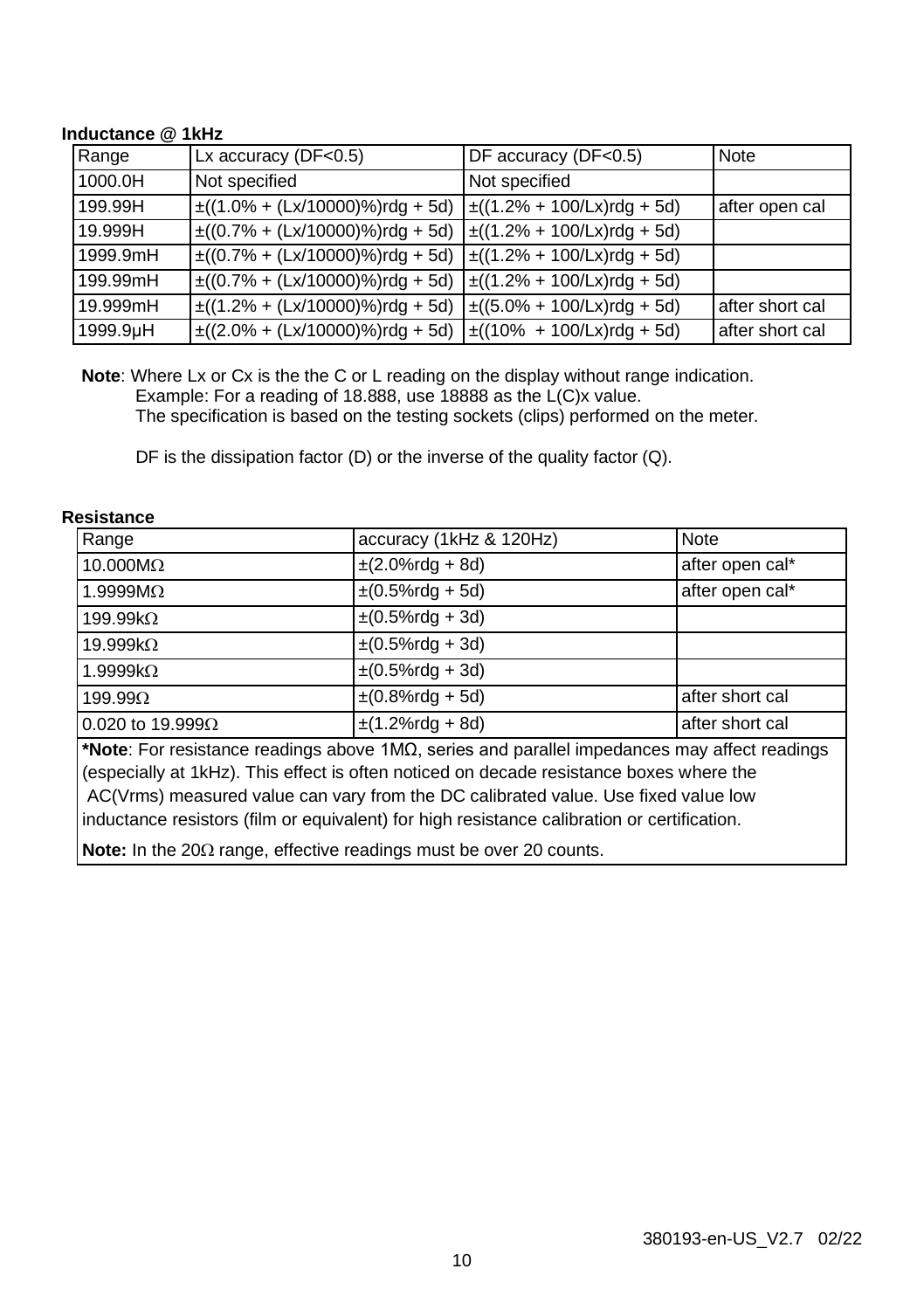**Inductance @ 1kHz**

| Range | Lx accuracy (DF<0.5) | DF accuracy (DF<0.5) | Note |
|---|---|---|---|
| 1000.0H | Not specified | Not specified | |
| 199.99H | ±((1.0% + (Lx/10000)%)rdg + 5d) | ±((1.2% + 100/Lx)rdg + 5d) | after open cal |
| 19.999H | ±((0.7% + (Lx/10000)%)rdg + 5d) | ±((1.2% + 100/Lx)rdg + 5d) | |
| 1999.9mH | ±((0.7% + (Lx/10000)%)rdg + 5d) | ±((1.2% + 100/Lx)rdg + 5d) | |
| 199.99mH | ±((0.7% + (Lx/10000)%)rdg + 5d) | ±((1.2% + 100/Lx)rdg + 5d) | |
| 19.999mH | ±((1.2% + (Lx/10000)%)rdg + 5d) | ±((5.0% + 100/Lx)rdg + 5d) | after short cal |
| 1999.9μH | ±((2.0% + (Lx/10000)%)rdg + 5d) | ±((10% + 100/Lx)rdg + 5d) | after short cal |

**Note**: Where Lx or Cx is the the C or L reading on the display without range indication.
Example: For a reading of 18.888, use 18888 as the L(C)x value.
The specification is based on the testing sockets (clips) performed on the meter.

DF is the dissipation factor (D) or the inverse of the quality factor (Q).

**Resistance**

| Range | accuracy (1kHz & 120Hz) | Note |
|---|---|---|
| 10.000MΩ | ±(2.0%rdg + 8d) | after open cal* |
| 1.9999MΩ | ±(0.5%rdg + 5d) | after open cal* |
| 199.99kΩ | ±(0.5%rdg + 3d) | |
| 19.999kΩ | ±(0.5%rdg + 3d) | |
| 1.9999kΩ | ±(0.5%rdg + 3d) | |
| 199.99Ω | ±(0.8%rdg + 5d) | after short cal |
| 0.020 to 19.999Ω | ±(1.2%rdg + 8d) | after short cal |

***Note**: For resistance readings above 1MΩ, series and parallel impedances may affect readings (especially at 1kHz). This effect is often noticed on decade resistance boxes where the AC(Vrms) measured value can vary from the DC calibrated value. Use fixed value low inductance resistors (film or equivalent) for high resistance calibration or certification.

**Note:** In the 20Ω range, effective readings must be over 20 counts.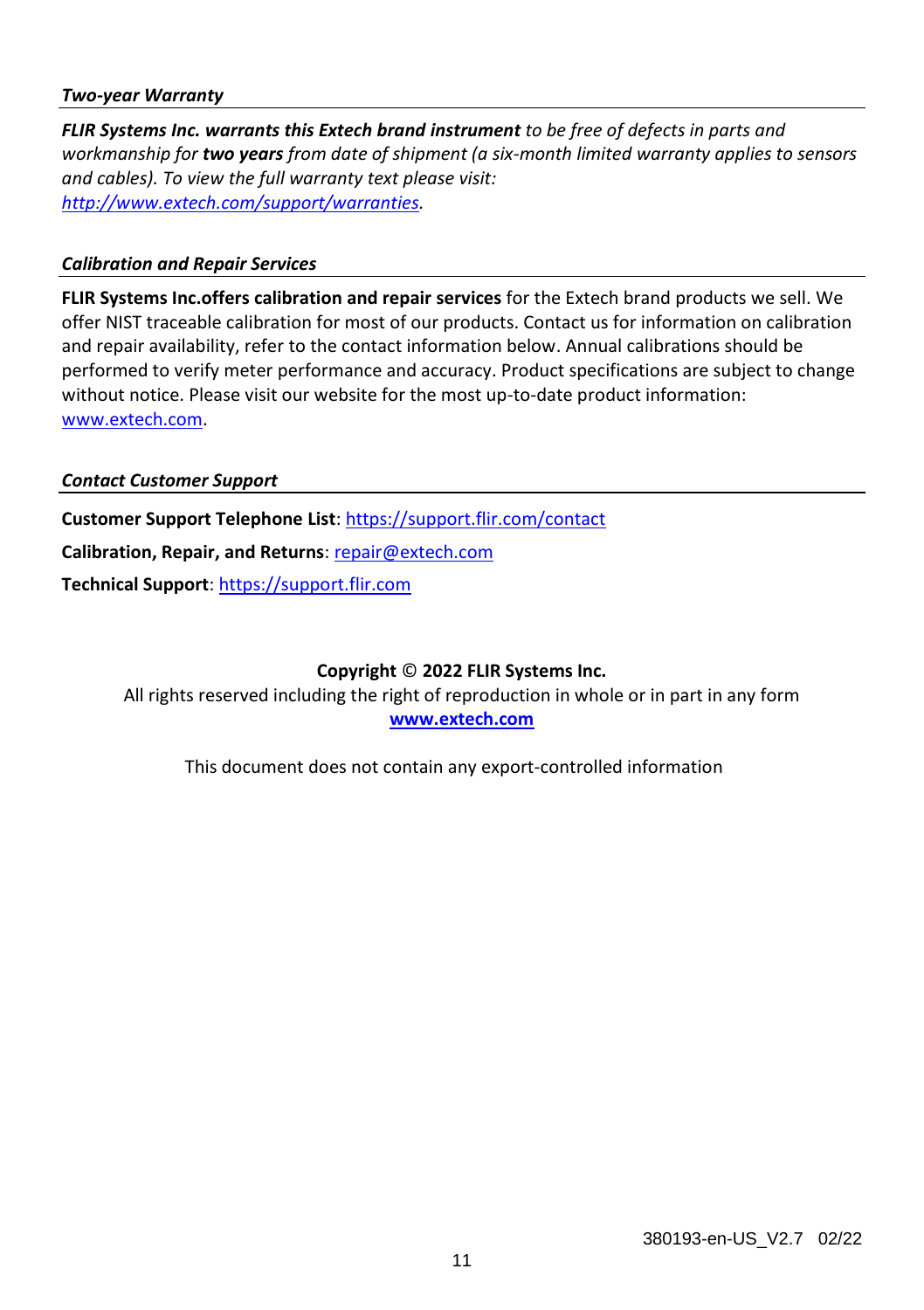### *Two-year Warranty*

***FLIR Systems Inc. warrants this Extech brand instrument*** *to be free of defects in parts and workmanship for* ***two years*** *from date of shipment (a six-month limited warranty applies to sensors and cables). To view the full warranty text please visit:* *http://www.extech.com/support/warranties.*

### *Calibration and Repair Services*

**FLIR Systems Inc.offers calibration and repair services** for the Extech brand products we sell. We offer NIST traceable calibration for most of our products. Contact us for information on calibration and repair availability, refer to the contact information below. Annual calibrations should be performed to verify meter performance and accuracy. Product specifications are subject to change without notice. Please visit our website for the most up-to-date product information: www.extech.com.

### *Contact Customer Support*

**Customer Support Telephone List**: https://support.flir.com/contact

**Calibration, Repair, and Returns**: repair@extech.com

**Technical Support**: https://support.flir.com

**Copyright © 2022 FLIR Systems Inc.**
All rights reserved including the right of reproduction in whole or in part in any form
**www.extech.com**

This document does not contain any export-controlled information

380193-en-US_V2.7 02/22